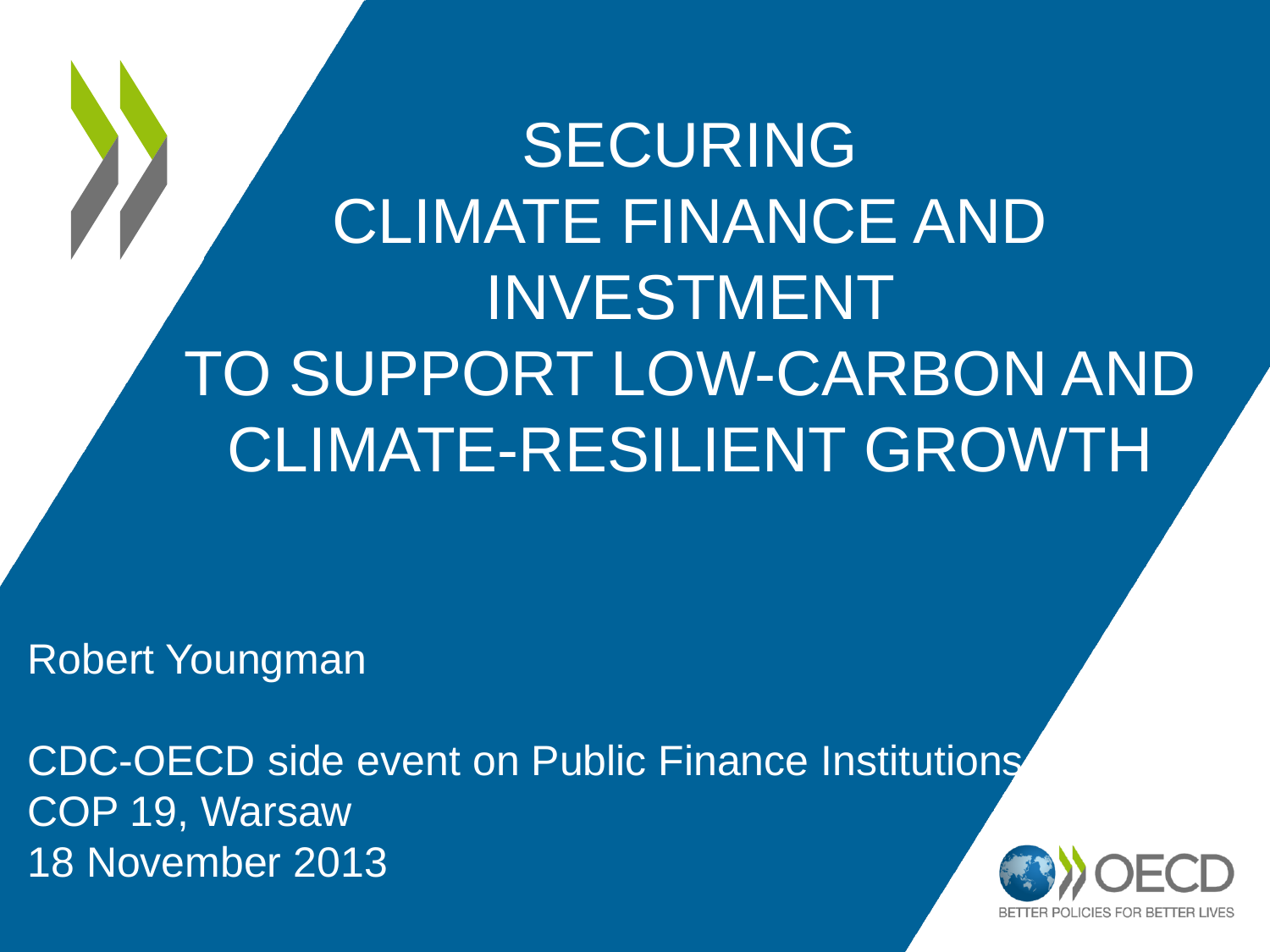# SECURING CLIMATE FINANCE AND INVESTMENT TO SUPPORT LOW-CARBON AND CLIMATE-RESILIENT GROWTH

Robert Youngman

CDC-OECD side event on Public Finance Institutions
COP 19, Warsaw
18 November 2013

OECD
BETTER POLICIES FOR BETTER LIVES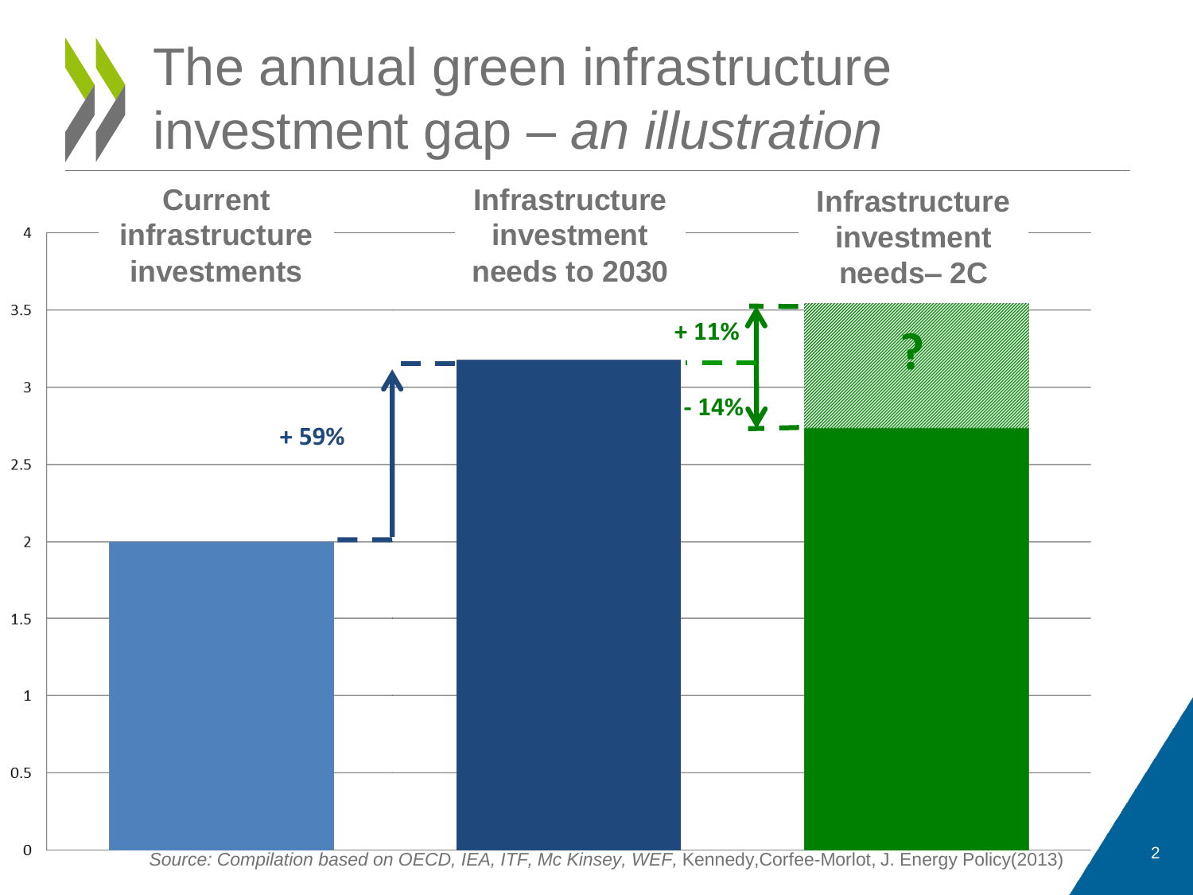# The annual green infrastructure investment gap – *an illustration*

Current infrastructure investments

Infrastructure investment needs to 2030

Infrastructure investment needs– 2C

+ 59%

+ 11%

- 14%

?

4

3.5

3

2.5

2

1.5

1

0.5

0

*Source: Compilation based on OECD, IEA, ITF, Mc Kinsey, WEF,* Kennedy,Corfee-Morlot, J. Energy Policy(2013)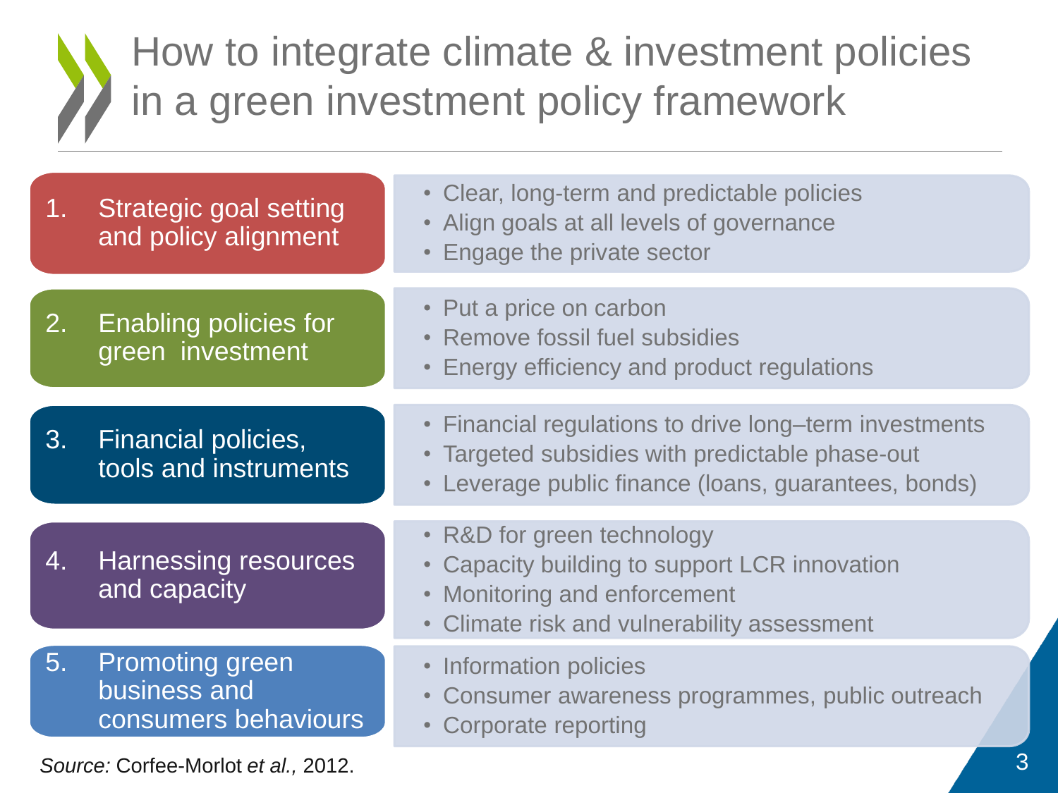# How to integrate climate & investment policies in a green investment policy framework

| | |
|---|---|
| 1. Strategic goal setting and policy alignment | • Clear, long-term and predictable policies<br>• Align goals at all levels of governance<br>• Engage the private sector |
| 2. Enabling policies for green investment | • Put a price on carbon<br>• Remove fossil fuel subsidies<br>• Energy efficiency and product regulations |
| 3. Financial policies, tools and instruments | • Financial regulations to drive long–term investments<br>• Targeted subsidies with predictable phase-out<br>• Leverage public finance (loans, guarantees, bonds) |
| 4. Harnessing resources and capacity | • R&D for green technology<br>• Capacity building to support LCR innovation<br>• Monitoring and enforcement<br>• Climate risk and vulnerability assessment |
| 5. Promoting green business and consumers behaviours | • Information policies<br>• Consumer awareness programmes, public outreach<br>• Corporate reporting |

*Source:* Corfee-Morlot *et al.,* 2012.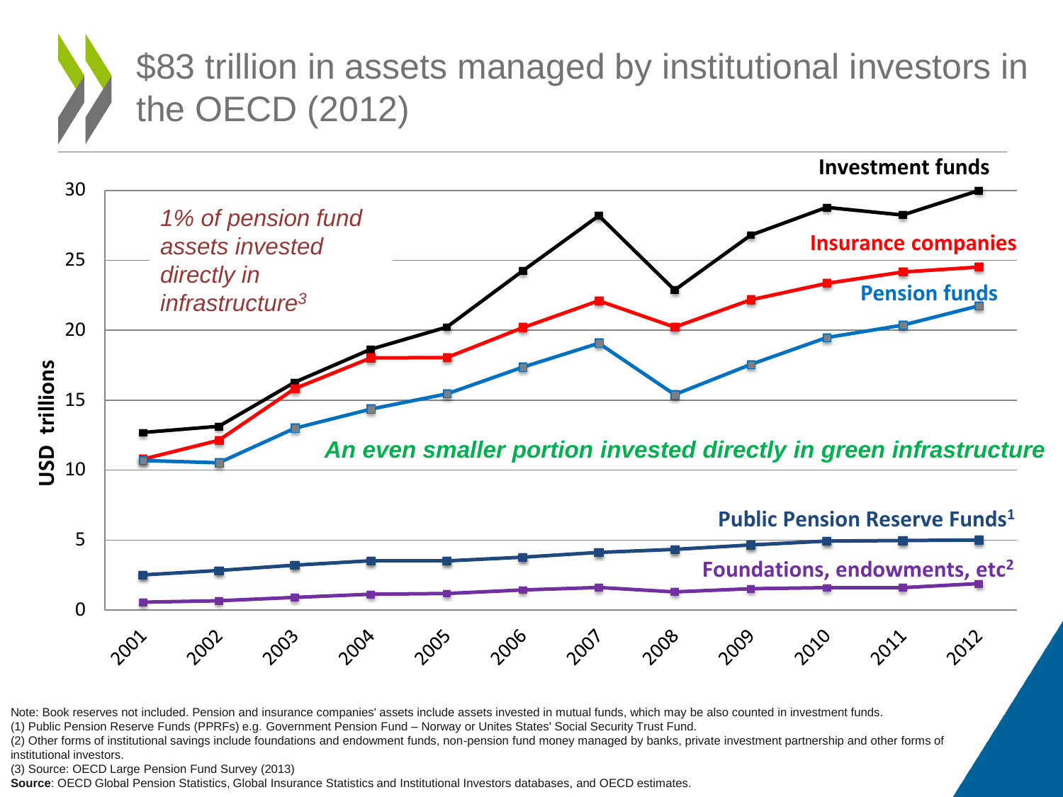# $83 trillion in assets managed by institutional investors in the OECD (2012)

*1% of pension fund assets invested directly in infrastructure[3]*

*An even smaller portion invested directly in green infrastructure*

**Investment funds**

**Insurance companies**

**Pension funds**

**Public Pension Reserve Funds[1]**

**Foundations, endowments, etc[2]**

**USD trillions**

Note: Book reserves not included. Pension and insurance companies' assets include assets invested in mutual funds, which may be also counted in investment funds.

(1) Public Pension Reserve Funds (PPRFs) e.g. Government Pension Fund – Norway or Unites States' Social Security Trust Fund.

(2) Other forms of institutional savings include foundations and endowment funds, non-pension fund money managed by banks, private investment partnership and other forms of institutional investors.

(3) Source: OECD Large Pension Fund Survey (2013)

**Source**: OECD Global Pension Statistics, Global Insurance Statistics and Institutional Investors databases, and OECD estimates.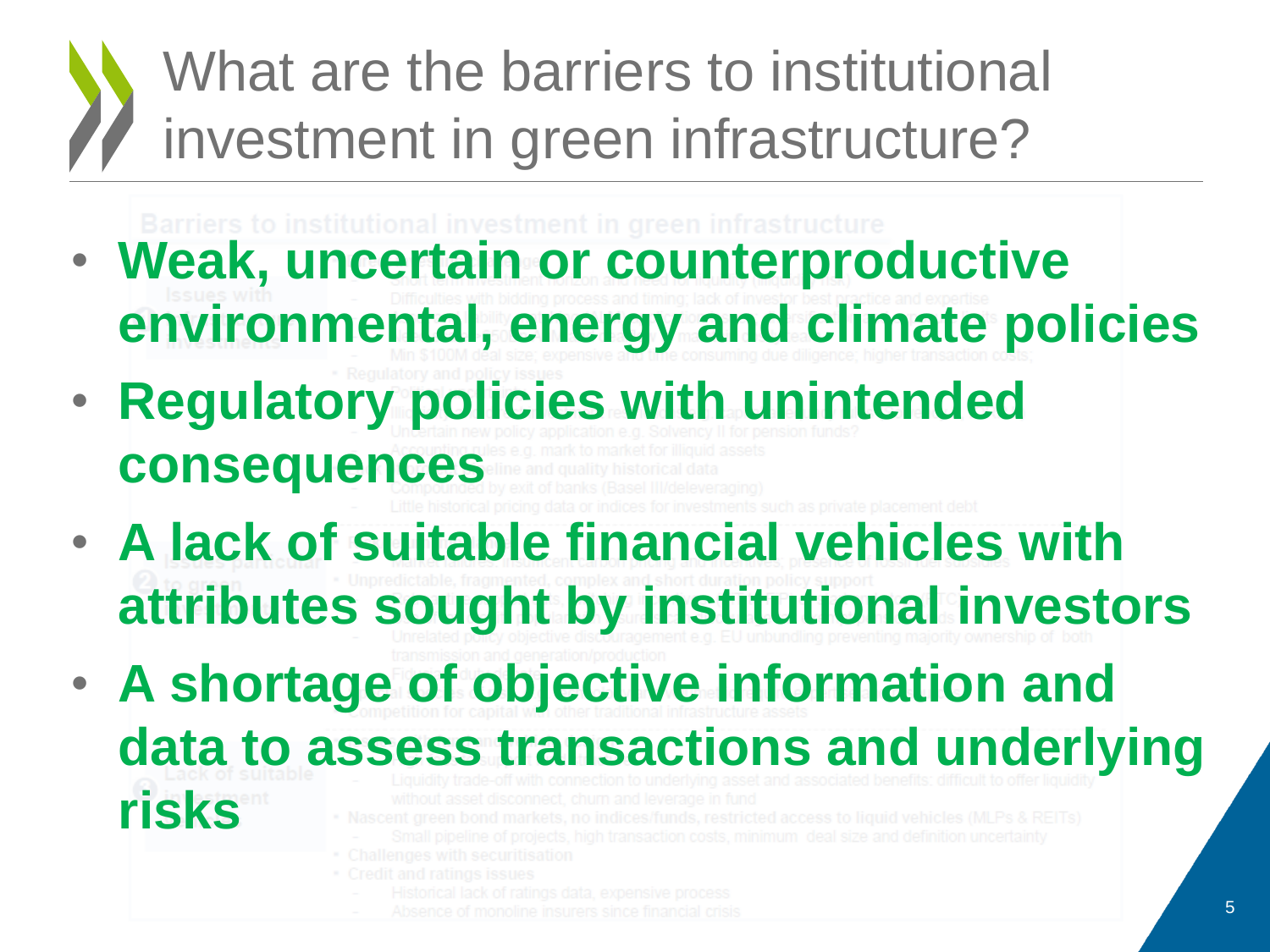# What are the barriers to institutional investment in green infrastructure?

- **Weak, uncertain or counterproductive environmental, energy and climate policies**
- **Regulatory policies with unintended consequences**
- **A lack of suitable financial vehicles with attributes sought by institutional investors**
- **A shortage of objective information and data to assess transactions and underlying risks**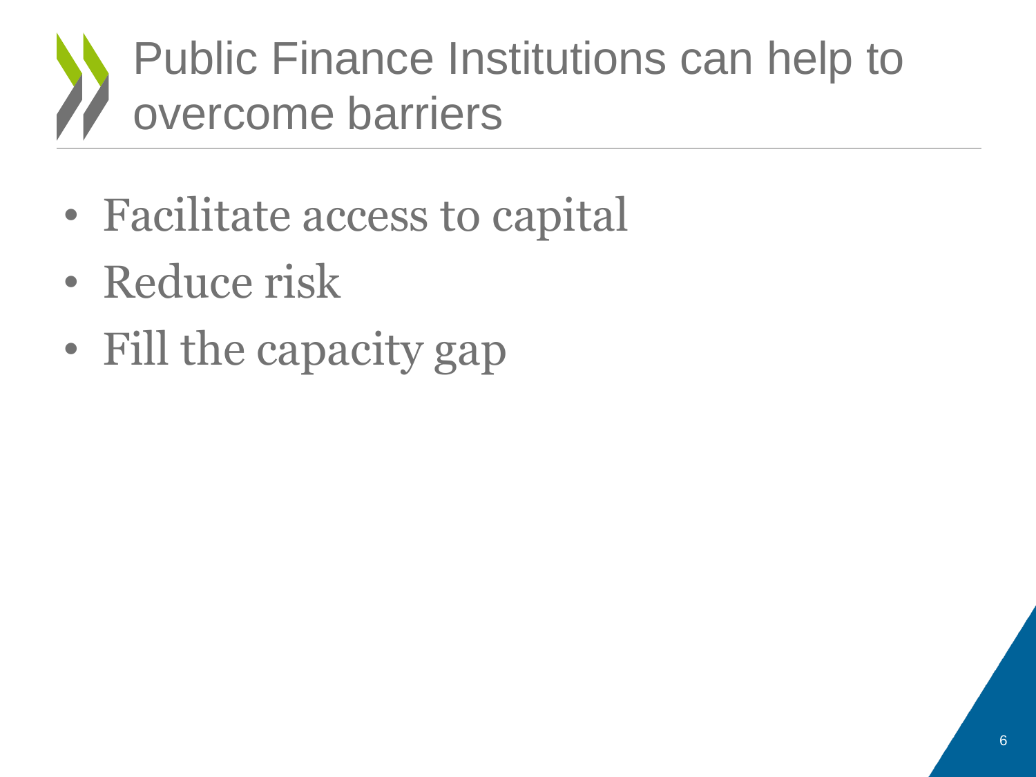# Public Finance Institutions can help to overcome barriers

- Facilitate access to capital
- Reduce risk
- Fill the capacity gap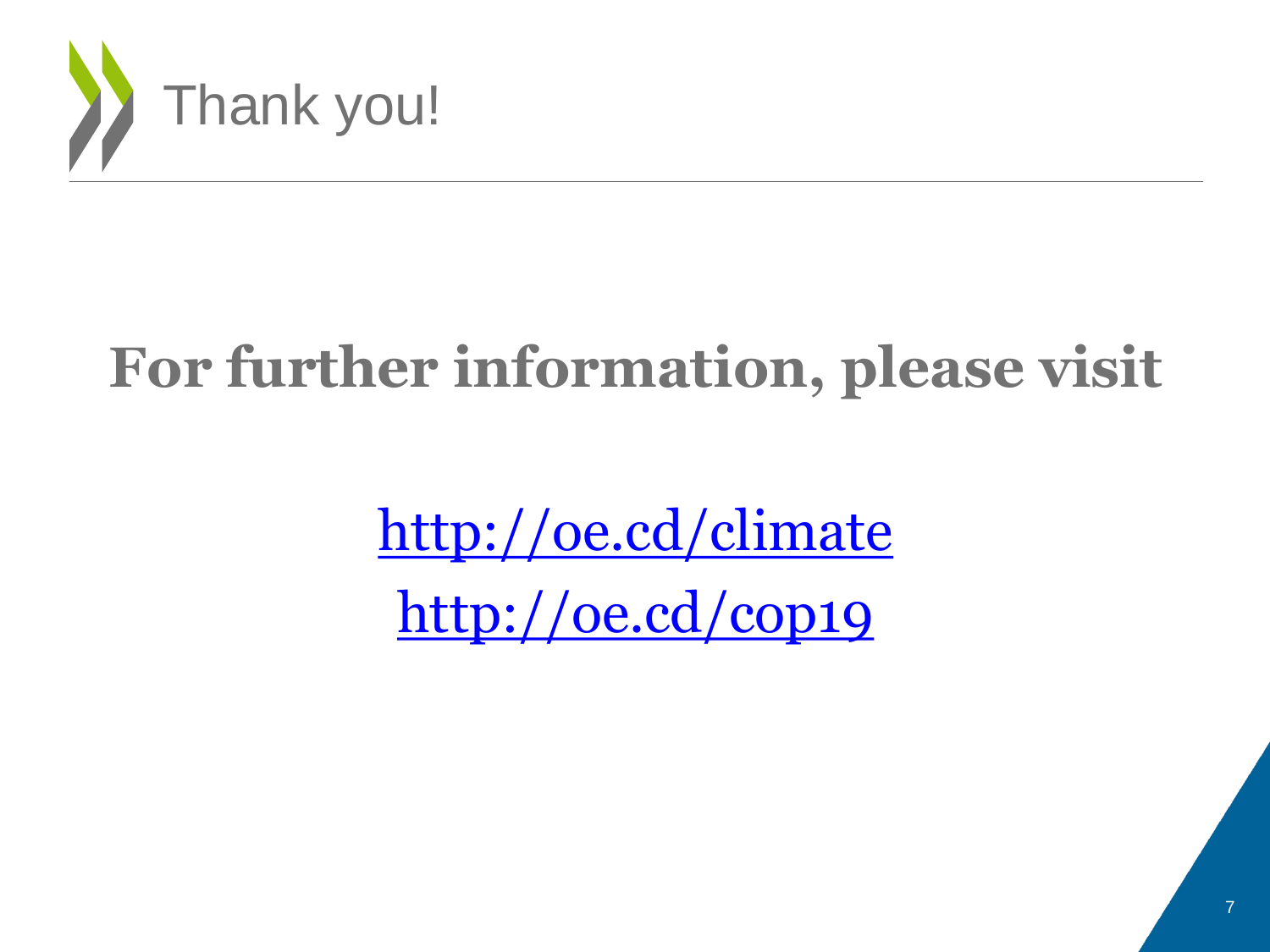# Thank you!

**For further information, please visit**

http://oe.cd/climate

http://oe.cd/cop19